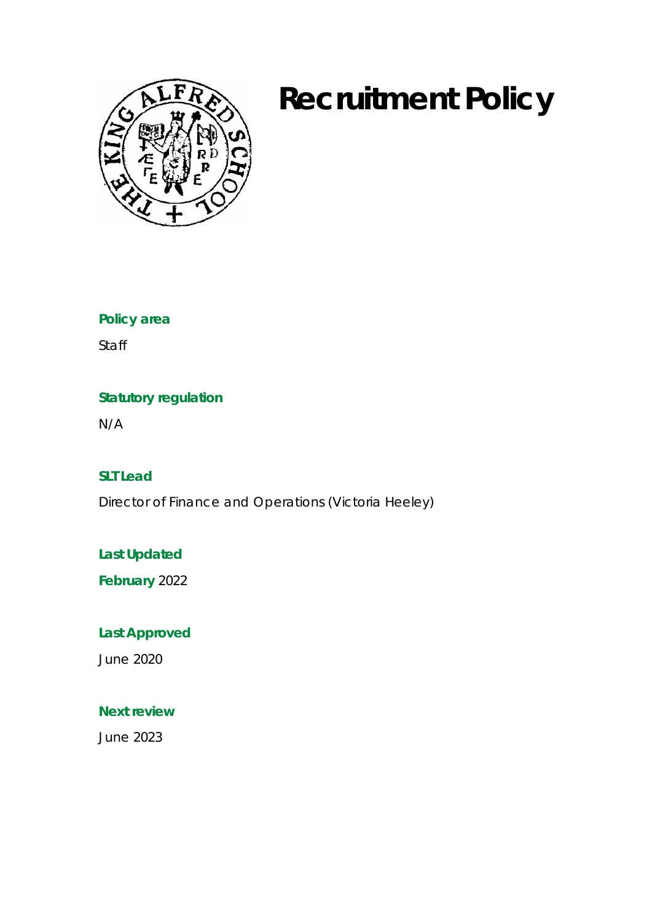# Recruitment Policy

**Policy area**

Staff

**Statutory regulation**

N/A

**SLT Lead**

Director of Finance and Operations (Victoria Heeley)

**Last Updated**

**February** 2022

**Last Approved**

June 2020

**Next review**

June 2023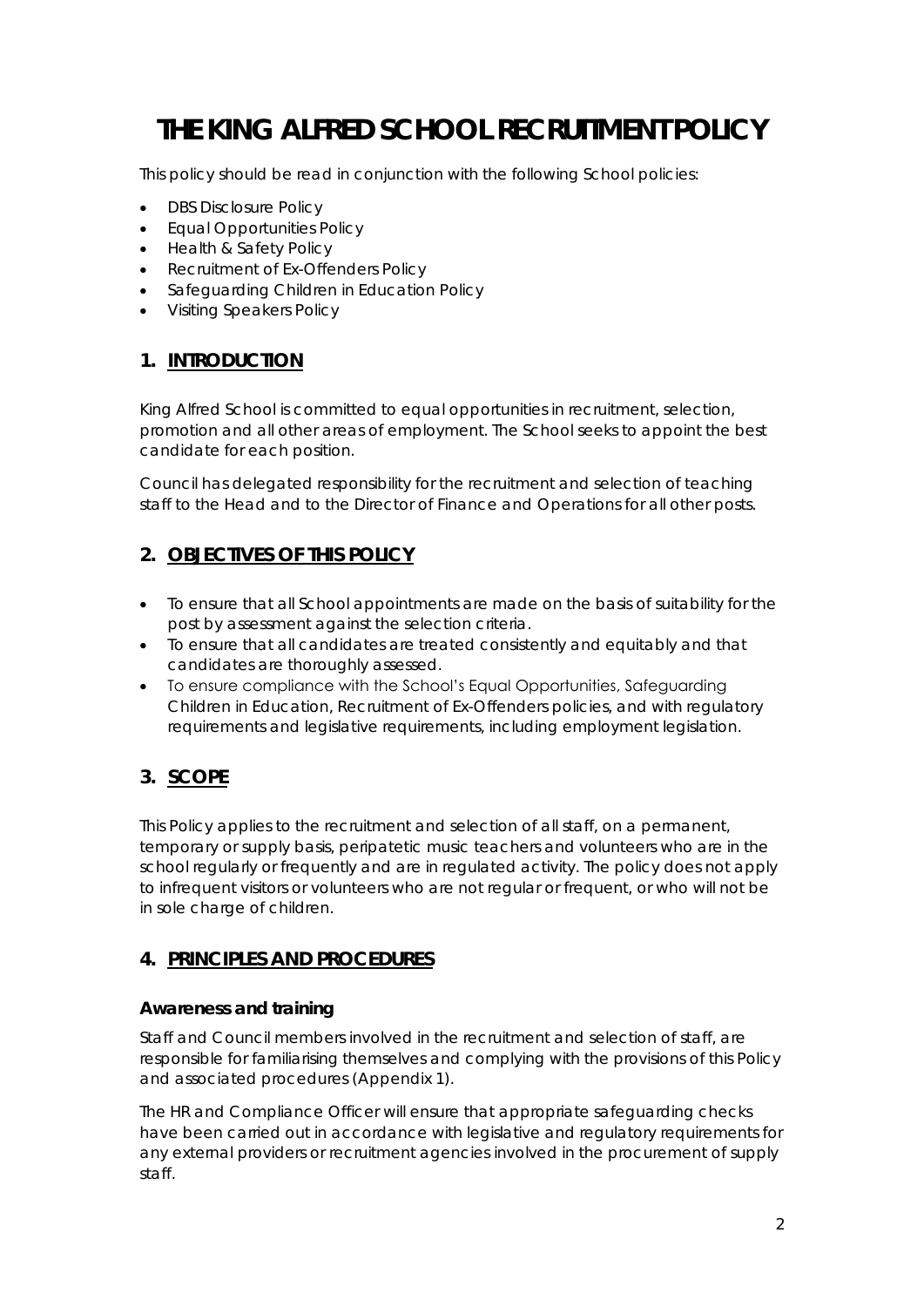# THE KING ALFRED SCHOOL RECRUITMENT POLICY

This policy should be read in conjunction with the following School policies:

- DBS Disclosure Policy
- Equal Opportunities Policy
- Health & Safety Policy
- Recruitment of Ex-Offenders Policy
- Safeguarding Children in Education Policy
- Visiting Speakers Policy

## 1. INTRODUCTION

King Alfred School is committed to equal opportunities in recruitment, selection, promotion and all other areas of employment. The School seeks to appoint the best candidate for each position.

Council has delegated responsibility for the recruitment and selection of teaching staff to the Head and to the Director of Finance and Operations for all other posts.

## 2. OBJECTIVES OF THIS POLICY

- To ensure that all School appointments are made on the basis of suitability for the post by assessment against the selection criteria.
- To ensure that all candidates are treated consistently and equitably and that candidates are thoroughly assessed.
- To ensure compliance with the School's Equal Opportunities, Safeguarding Children in Education, Recruitment of Ex-Offenders policies, and with regulatory requirements and legislative requirements, including employment legislation.

## 3. SCOPE

This Policy applies to the recruitment and selection of all staff, on a permanent, temporary or supply basis, peripatetic music teachers and volunteers who are in the school regularly or frequently and are in regulated activity. The policy does not apply to infrequent visitors or volunteers who are not regular or frequent, or who will not be in sole charge of children.

## 4. PRINCIPLES AND PROCEDURES

### Awareness and training

Staff and Council members involved in the recruitment and selection of staff, are responsible for familiarising themselves and complying with the provisions of this Policy and associated procedures (Appendix 1).

The HR and Compliance Officer will ensure that appropriate safeguarding checks have been carried out in accordance with legislative and regulatory requirements for any external providers or recruitment agencies involved in the procurement of supply staff.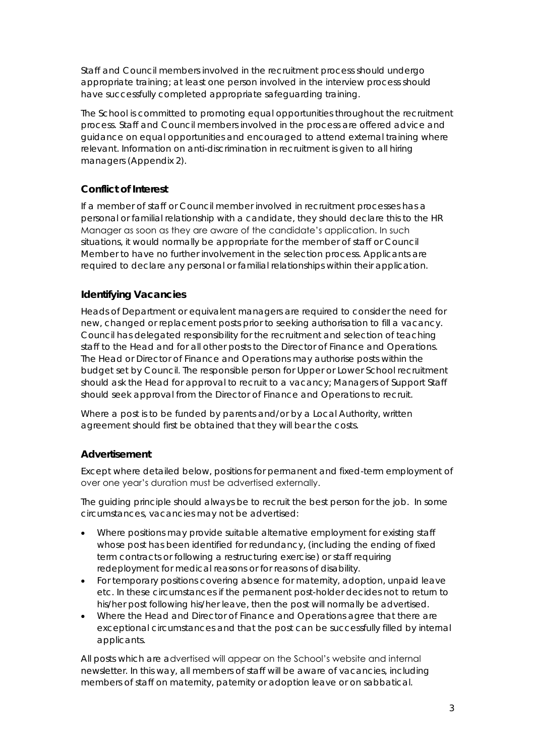Staff and Council members involved in the recruitment process should undergo appropriate training; at least one person involved in the interview process should have successfully completed appropriate safeguarding training.

The School is committed to promoting equal opportunities throughout the recruitment process. Staff and Council members involved in the process are offered advice and guidance on equal opportunities and encouraged to attend external training where relevant. Information on anti-discrimination in recruitment is given to all hiring managers (Appendix 2).

### Conflict of Interest

If a member of staff or Council member involved in recruitment processes has a personal or familial relationship with a candidate, they should declare this to the HR Manager as soon as they are aware of the candidate's application. In such situations, it would normally be appropriate for the member of staff or Council Member to have no further involvement in the selection process. Applicants are required to declare any personal or familial relationships within their application.

### Identifying Vacancies

Heads of Department or equivalent managers are required to consider the need for new, changed or replacement posts prior to seeking authorisation to fill a vacancy. Council has delegated responsibility for the recruitment and selection of teaching staff to the Head and for all other posts to the Director of Finance and Operations. The Head or Director of Finance and Operations may authorise posts within the budget set by Council. The responsible person for Upper or Lower School recruitment should ask the Head for approval to recruit to a vacancy; Managers of Support Staff should seek approval from the Director of Finance and Operations to recruit.

Where a post is to be funded by parents and/or by a Local Authority, written agreement should first be obtained that they will bear the costs.

### Advertisement

Except where detailed below, positions for permanent and fixed-term employment of over one year's duration must be advertised externally.

The guiding principle should always be to recruit the best person for the job. In some circumstances, vacancies may not be advertised:

- Where positions may provide suitable alternative employment for existing staff whose post has been identified for redundancy, (including the ending of fixed term contracts or following a restructuring exercise) or staff requiring redeployment for medical reasons or for reasons of disability.
- For temporary positions covering absence for maternity, adoption, unpaid leave etc. In these circumstances if the permanent post-holder decides not to return to his/her post following his/her leave, then the post will normally be advertised.
- Where the Head and Director of Finance and Operations agree that there are exceptional circumstances and that the post can be successfully filled by internal applicants.

All posts which are advertised will appear on the School's website and internal newsletter. In this way, all members of staff will be aware of vacancies, including members of staff on maternity, paternity or adoption leave or on sabbatical.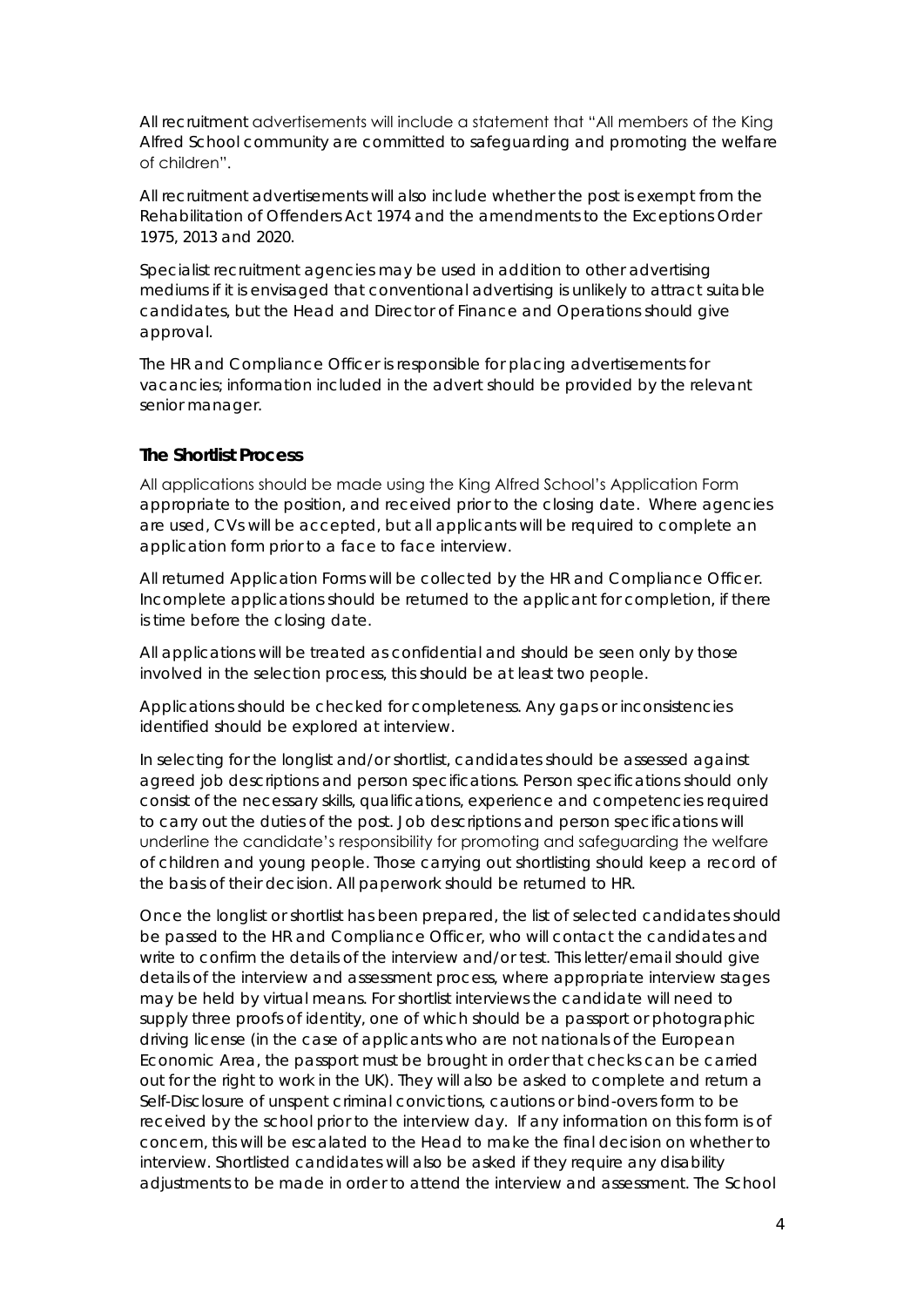All recruitment advertisements will include a statement that "All members of the King Alfred School community are committed to safeguarding and promoting the welfare of children".

All recruitment advertisements will also include whether the post is exempt from the Rehabilitation of Offenders Act 1974 and the amendments to the Exceptions Order 1975, 2013 and 2020.

Specialist recruitment agencies may be used in addition to other advertising mediums if it is envisaged that conventional advertising is unlikely to attract suitable candidates, but the Head and Director of Finance and Operations should give approval.

The HR and Compliance Officer is responsible for placing advertisements for vacancies; information included in the advert should be provided by the relevant senior manager.

### The Shortlist Process

All applications should be made using the King Alfred School's Application Form appropriate to the position, and received prior to the closing date. Where agencies are used, CVs will be accepted, but all applicants will be required to complete an application form prior to a face to face interview.

All returned Application Forms will be collected by the HR and Compliance Officer. Incomplete applications should be returned to the applicant for completion, if there is time before the closing date.

All applications will be treated as confidential and should be seen only by those involved in the selection process, this should be at least two people.

Applications should be checked for completeness. Any gaps or inconsistencies identified should be explored at interview.

In selecting for the longlist and/or shortlist, candidates should be assessed against agreed job descriptions and person specifications. Person specifications should only consist of the necessary skills, qualifications, experience and competencies required to carry out the duties of the post. Job descriptions and person specifications will underline the candidate's responsibility for promoting and safeguarding the welfare of children and young people. Those carrying out shortlisting should keep a record of the basis of their decision. All paperwork should be returned to HR.

Once the longlist or shortlist has been prepared, the list of selected candidates should be passed to the HR and Compliance Officer, who will contact the candidates and write to confirm the details of the interview and/or test. This letter/email should give details of the interview and assessment process, where appropriate interview stages may be held by virtual means. For shortlist interviews the candidate will need to supply three proofs of identity, one of which should be a passport or photographic driving license (in the case of applicants who are not nationals of the European Economic Area, the passport must be brought in order that checks can be carried out for the right to work in the UK). They will also be asked to complete and return a Self-Disclosure of unspent criminal convictions, cautions or bind-overs form to be received by the school prior to the interview day. If any information on this form is of concern, this will be escalated to the Head to make the final decision on whether to interview. Shortlisted candidates will also be asked if they require any disability adjustments to be made in order to attend the interview and assessment. The School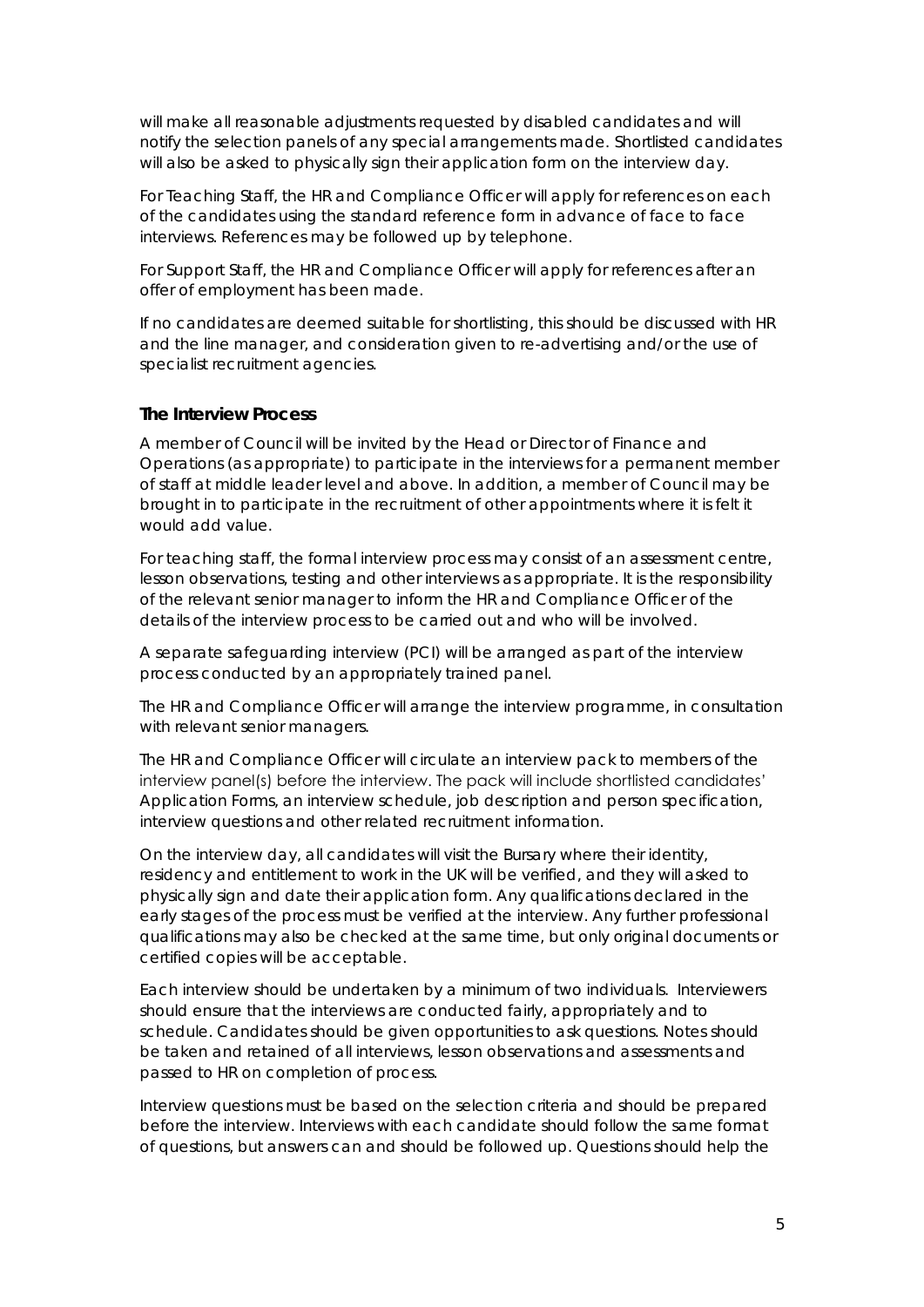will make all reasonable adjustments requested by disabled candidates and will notify the selection panels of any special arrangements made. Shortlisted candidates will also be asked to physically sign their application form on the interview day.

For Teaching Staff, the HR and Compliance Officer will apply for references on each of the candidates using the standard reference form in advance of face to face interviews. References may be followed up by telephone.

For Support Staff, the HR and Compliance Officer will apply for references after an offer of employment has been made.

If no candidates are deemed suitable for shortlisting, this should be discussed with HR and the line manager, and consideration given to re-advertising and/or the use of specialist recruitment agencies.

### The Interview Process

A member of Council will be invited by the Head or Director of Finance and Operations (as appropriate) to participate in the interviews for a permanent member of staff at middle leader level and above. In addition, a member of Council may be brought in to participate in the recruitment of other appointments where it is felt it would add value.

For teaching staff, the formal interview process may consist of an assessment centre, lesson observations, testing and other interviews as appropriate. It is the responsibility of the relevant senior manager to inform the HR and Compliance Officer of the details of the interview process to be carried out and who will be involved.

A separate safeguarding interview (PCI) will be arranged as part of the interview process conducted by an appropriately trained panel.

The HR and Compliance Officer will arrange the interview programme, in consultation with relevant senior managers.

The HR and Compliance Officer will circulate an interview pack to members of the interview panel(s) before the interview. The pack will include shortlisted candidates' Application Forms, an interview schedule, job description and person specification, interview questions and other related recruitment information.

On the interview day, all candidates will visit the Bursary where their identity, residency and entitlement to work in the UK will be verified, and they will asked to physically sign and date their application form. Any qualifications declared in the early stages of the process must be verified at the interview. Any further professional qualifications may also be checked at the same time, but only original documents or certified copies will be acceptable.

Each interview should be undertaken by a minimum of two individuals. Interviewers should ensure that the interviews are conducted fairly, appropriately and to schedule. Candidates should be given opportunities to ask questions. Notes should be taken and retained of all interviews, lesson observations and assessments and passed to HR on completion of process.

Interview questions must be based on the selection criteria and should be prepared before the interview. Interviews with each candidate should follow the same format of questions, but answers can and should be followed up. Questions should help the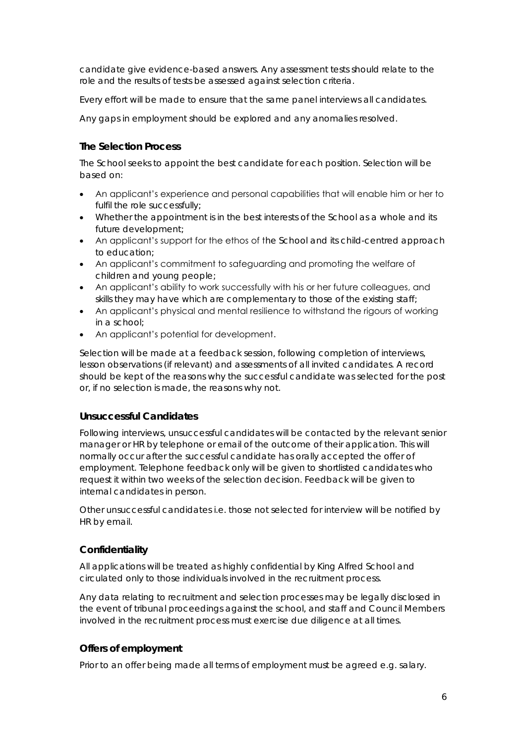candidate give evidence-based answers. Any assessment tests should relate to the role and the results of tests be assessed against selection criteria.

Every effort will be made to ensure that the same panel interviews all candidates.

Any gaps in employment should be explored and any anomalies resolved.

### The Selection Process

The School seeks to appoint the best candidate for each position. Selection will be based on:

- An applicant's experience and personal capabilities that will enable him or her to fulfil the role successfully;
- Whether the appointment is in the best interests of the School as a whole and its future development;
- An applicant's support for the ethos of the School and its child-centred approach to education;
- An applicant's commitment to safeguarding and promoting the welfare of children and young people;
- An applicant's ability to work successfully with his or her future colleagues, and skills they may have which are complementary to those of the existing staff;
- An applicant's physical and mental resilience to withstand the rigours of working in a school;
- An applicant's potential for development.

Selection will be made at a feedback session, following completion of interviews, lesson observations (if relevant) and assessments of all invited candidates. A record should be kept of the reasons why the successful candidate was selected for the post or, if no selection is made, the reasons why not.

### Unsuccessful Candidates

Following interviews, unsuccessful candidates will be contacted by the relevant senior manager or HR by telephone or email of the outcome of their application. This will normally occur after the successful candidate has orally accepted the offer of employment. Telephone feedback only will be given to shortlisted candidates who request it within two weeks of the selection decision. Feedback will be given to internal candidates in person.

Other unsuccessful candidates i.e. those not selected for interview will be notified by HR by email.

### Confidentiality

All applications will be treated as highly confidential by King Alfred School and circulated only to those individuals involved in the recruitment process.

Any data relating to recruitment and selection processes may be legally disclosed in the event of tribunal proceedings against the school, and staff and Council Members involved in the recruitment process must exercise due diligence at all times.

### Offers of employment

Prior to an offer being made all terms of employment must be agreed e.g. salary.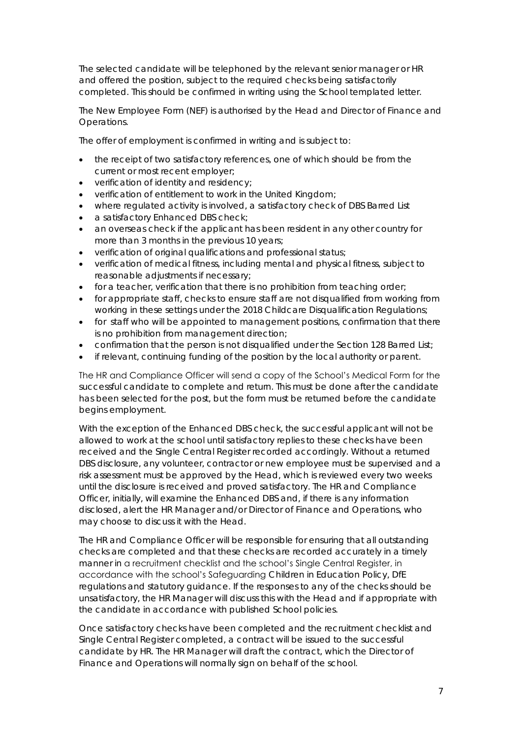The selected candidate will be telephoned by the relevant senior manager or HR and offered the position, subject to the required checks being satisfactorily completed. This should be confirmed in writing using the School templated letter.

The New Employee Form (NEF) is authorised by the Head and Director of Finance and Operations.

The offer of employment is confirmed in writing and is subject to:

- the receipt of two satisfactory references, one of which should be from the current or most recent employer;
- verification of identity and residency;
- verification of entitlement to work in the United Kingdom;
- where regulated activity is involved, a satisfactory check of DBS Barred List
- a satisfactory Enhanced DBS check;
- an overseas check if the applicant has been resident in any other country for more than 3 months in the previous 10 years;
- verification of original qualifications and professional status;
- verification of medical fitness, including mental and physical fitness, subject to reasonable adjustments if necessary;
- for a teacher, verification that there is no prohibition from teaching order;
- for appropriate staff, checks to ensure staff are not disqualified from working from working in these settings under the 2018 Childcare Disqualification Regulations;
- for staff who will be appointed to management positions, confirmation that there is no prohibition from management direction;
- confirmation that the person is not disqualified under the Section 128 Barred List;
- if relevant, continuing funding of the position by the local authority or parent.

The HR and Compliance Officer will send a copy of the School's Medical Form for the successful candidate to complete and return. This must be done after the candidate has been selected for the post, but the form must be returned before the candidate begins employment.

With the exception of the Enhanced DBS check, the successful applicant will not be allowed to work at the school until satisfactory replies to these checks have been received and the Single Central Register recorded accordingly. Without a returned DBS disclosure, any volunteer, contractor or new employee must be supervised and a risk assessment must be approved by the Head, which is reviewed every two weeks until the disclosure is received and proved satisfactory. The HR and Compliance Officer, initially, will examine the Enhanced DBS and, if there is any information disclosed, alert the HR Manager and/or Director of Finance and Operations, who may choose to discuss it with the Head.

The HR and Compliance Officer will be responsible for ensuring that all outstanding checks are completed and that these checks are recorded accurately in a timely manner in a recruitment checklist and the school's Single Central Register, in accordance with the school's Safeguarding Children in Education Policy, DfE regulations and statutory guidance. If the responses to any of the checks should be unsatisfactory, the HR Manager will discuss this with the Head and if appropriate with the candidate in accordance with published School policies.

Once satisfactory checks have been completed and the recruitment checklist and Single Central Register completed, a contract will be issued to the successful candidate by HR. The HR Manager will draft the contract, which the Director of Finance and Operations will normally sign on behalf of the school.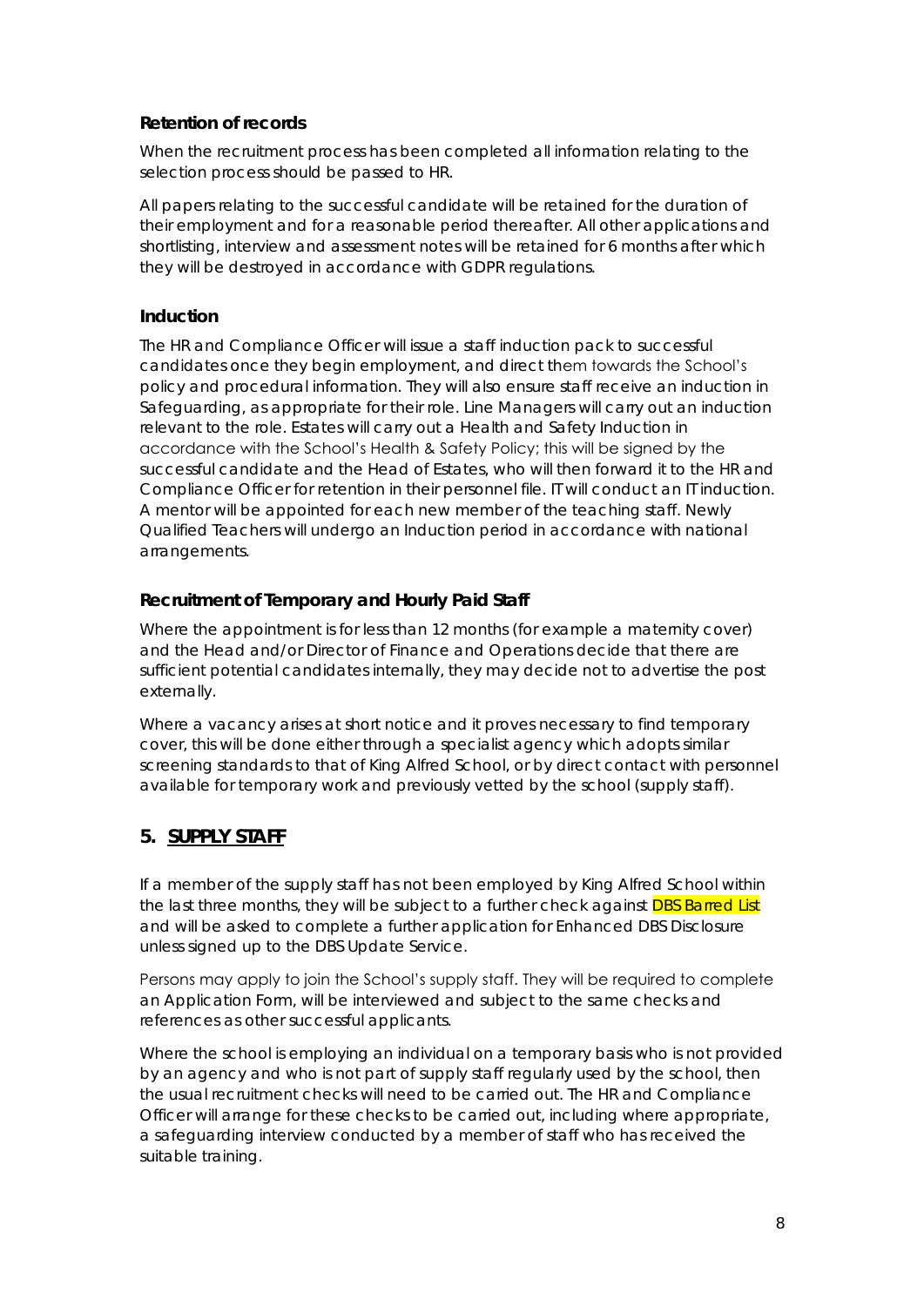### Retention of records

When the recruitment process has been completed all information relating to the selection process should be passed to HR.

All papers relating to the successful candidate will be retained for the duration of their employment and for a reasonable period thereafter. All other applications and shortlisting, interview and assessment notes will be retained for 6 months after which they will be destroyed in accordance with GDPR regulations.

### Induction

The HR and Compliance Officer will issue a staff induction pack to successful candidates once they begin employment, and direct them towards the School's policy and procedural information. They will also ensure staff receive an induction in Safeguarding, as appropriate for their role. Line Managers will carry out an induction relevant to the role. Estates will carry out a Health and Safety Induction in accordance with the School's Health & Safety Policy; this will be signed by the successful candidate and the Head of Estates, who will then forward it to the HR and Compliance Officer for retention in their personnel file. IT will conduct an IT induction. A mentor will be appointed for each new member of the teaching staff. Newly Qualified Teachers will undergo an Induction period in accordance with national arrangements.

### Recruitment of Temporary and Hourly Paid Staff

Where the appointment is for less than 12 months (for example a maternity cover) and the Head and/or Director of Finance and Operations decide that there are sufficient potential candidates internally, they may decide not to advertise the post externally.

Where a vacancy arises at short notice and it proves necessary to find temporary cover, this will be done either through a specialist agency which adopts similar screening standards to that of King Alfred School, or by direct contact with personnel available for temporary work and previously vetted by the school (supply staff).

## 5. SUPPLY STAFF

If a member of the supply staff has not been employed by King Alfred School within the last three months, they will be subject to a further check against DBS Barred List and will be asked to complete a further application for Enhanced DBS Disclosure unless signed up to the DBS Update Service.

Persons may apply to join the School's supply staff. They will be required to complete an Application Form, will be interviewed and subject to the same checks and references as other successful applicants.

Where the school is employing an individual on a temporary basis who is not provided by an agency and who is not part of supply staff regularly used by the school, then the usual recruitment checks will need to be carried out. The HR and Compliance Officer will arrange for these checks to be carried out, including where appropriate, a safeguarding interview conducted by a member of staff who has received the suitable training.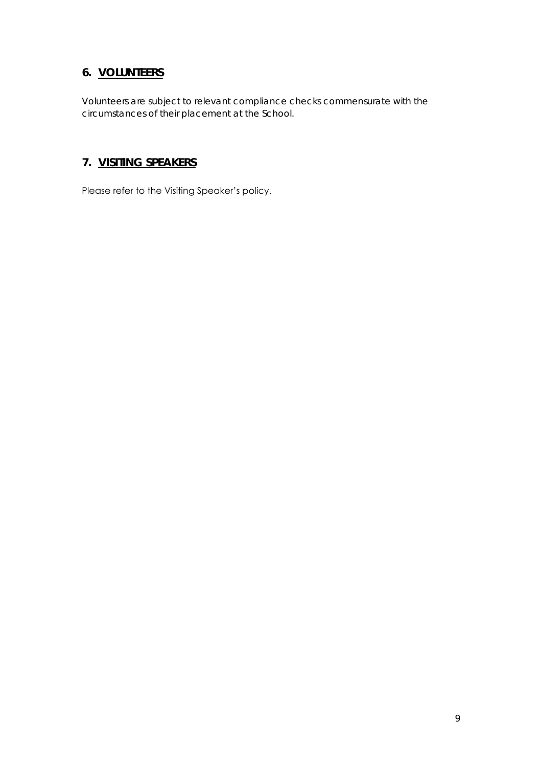## 6. <u>VOLUNTEERS</u>

Volunteers are subject to relevant compliance checks commensurate with the circumstances of their placement at the School.

## 7. <u>VISITING SPEAKERS</u>

Please refer to the Visiting Speaker's policy.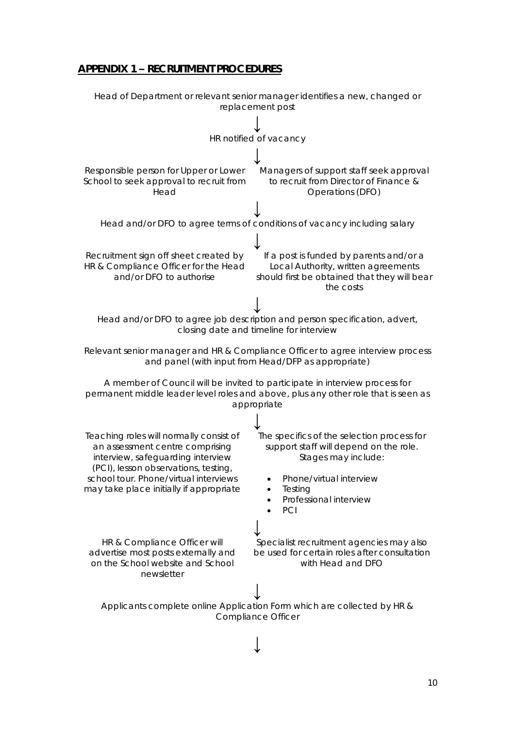## APPENDIX 1 – RECRUITMENT PROCEDURES

Head of Department or relevant senior manager identifies a new, changed or replacement post

↓

HR notified of vacancy

↓

Responsible person for Upper or Lower School to seek approval to recruit from Head

Managers of support staff seek approval to recruit from Director of Finance & Operations (DFO)

↓

Head and/or DFO to agree terms of conditions of vacancy including salary

↓

Recruitment sign off sheet created by HR & Compliance Officer for the Head and/or DFO to authorise

If a post is funded by parents and/or a Local Authority, written agreements should first be obtained that they will bear the costs

↓

Head and/or DFO to agree job description and person specification, advert, closing date and timeline for interview

Relevant senior manager and HR & Compliance Officer to agree interview process and panel (with input from Head/DFP as appropriate)

A member of Council will be invited to participate in interview process for permanent middle leader level roles and above, plus any other role that is seen as appropriate

↓

Teaching roles will normally consist of an assessment centre comprising interview, safeguarding interview (PCI), lesson observations, testing, school tour. Phone/virtual interviews may take place initially if appropriate

The specifics of the selection process for support staff will depend on the role. Stages may include:

- Phone/virtual interview
- Testing
- Professional interview
- PCI

↓

HR & Compliance Officer will advertise most posts externally and on the School website and School newsletter

Specialist recruitment agencies may also be used for certain roles after consultation with Head and DFO

↓

Applicants complete online Application Form which are collected by HR & Compliance Officer

↓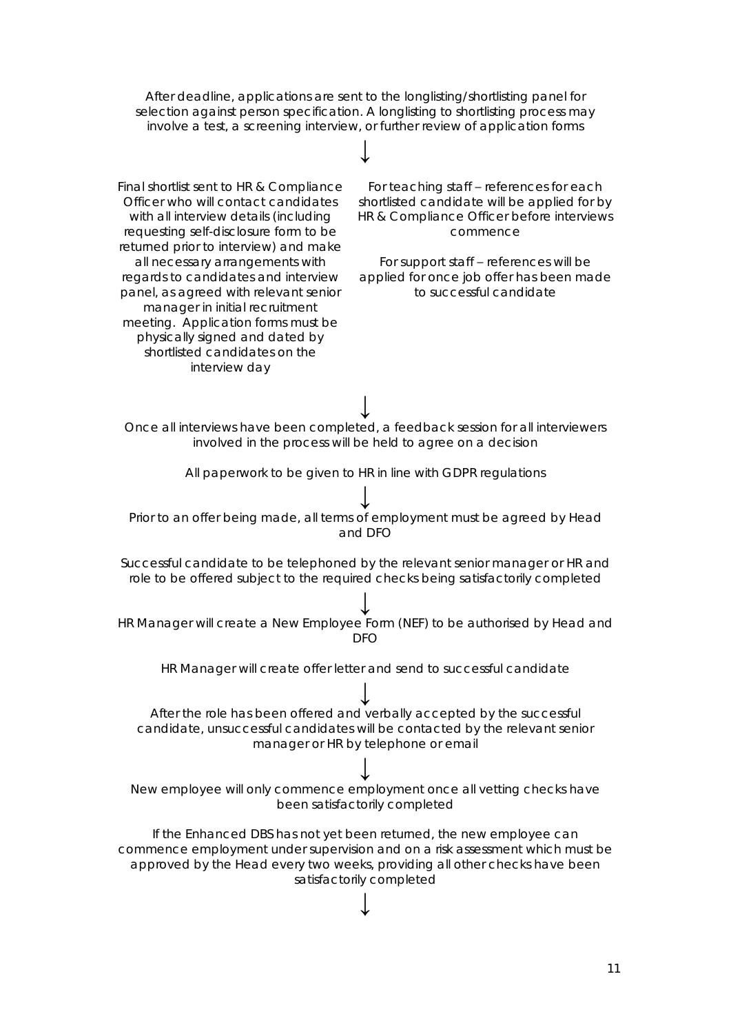After deadline, applications are sent to the longlisting/shortlisting panel for selection against person specification. A longlisting to shortlisting process may involve a test, a screening interview, or further review of application forms

↓

Final shortlist sent to HR & Compliance Officer who will contact candidates with all interview details (including requesting self-disclosure form to be returned prior to interview) and make all necessary arrangements with regards to candidates and interview panel, as agreed with relevant senior manager in initial recruitment meeting. Application forms must be physically signed and dated by shortlisted candidates on the interview day

For teaching staff – references for each shortlisted candidate will be applied for by HR & Compliance Officer before interviews commence

For support staff – references will be applied for once job offer has been made to successful candidate

↓

Once all interviews have been completed, a feedback session for all interviewers involved in the process will be held to agree on a decision

All paperwork to be given to HR in line with GDPR regulations

↓

Prior to an offer being made, all terms of employment must be agreed by Head and DFO

Successful candidate to be telephoned by the relevant senior manager or HR and role to be offered subject to the required checks being satisfactorily completed

↓

HR Manager will create a New Employee Form (NEF) to be authorised by Head and DFO

HR Manager will create offer letter and send to successful candidate

↓

After the role has been offered and verbally accepted by the successful candidate, unsuccessful candidates will be contacted by the relevant senior manager or HR by telephone or email

↓

New employee will only commence employment once all vetting checks have been satisfactorily completed

If the Enhanced DBS has not yet been returned, the new employee can commence employment under supervision and on a risk assessment which must be approved by the Head every two weeks, providing all other checks have been satisfactorily completed

↓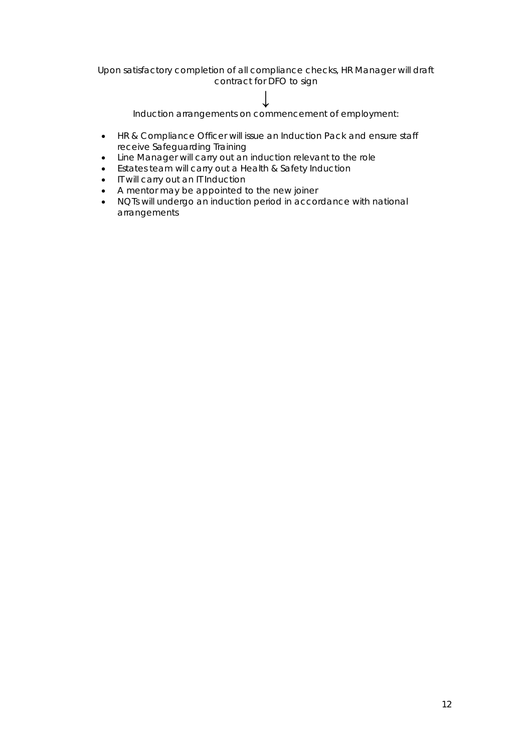Upon satisfactory completion of all compliance checks, HR Manager will draft contract for DFO to sign

↓

Induction arrangements on commencement of employment:

- HR & Compliance Officer will issue an Induction Pack and ensure staff receive Safeguarding Training
- Line Manager will carry out an induction relevant to the role
- Estates team will carry out a Health & Safety Induction
- IT will carry out an IT Induction
- A mentor may be appointed to the new joiner
- NQTs will undergo an induction period in accordance with national arrangements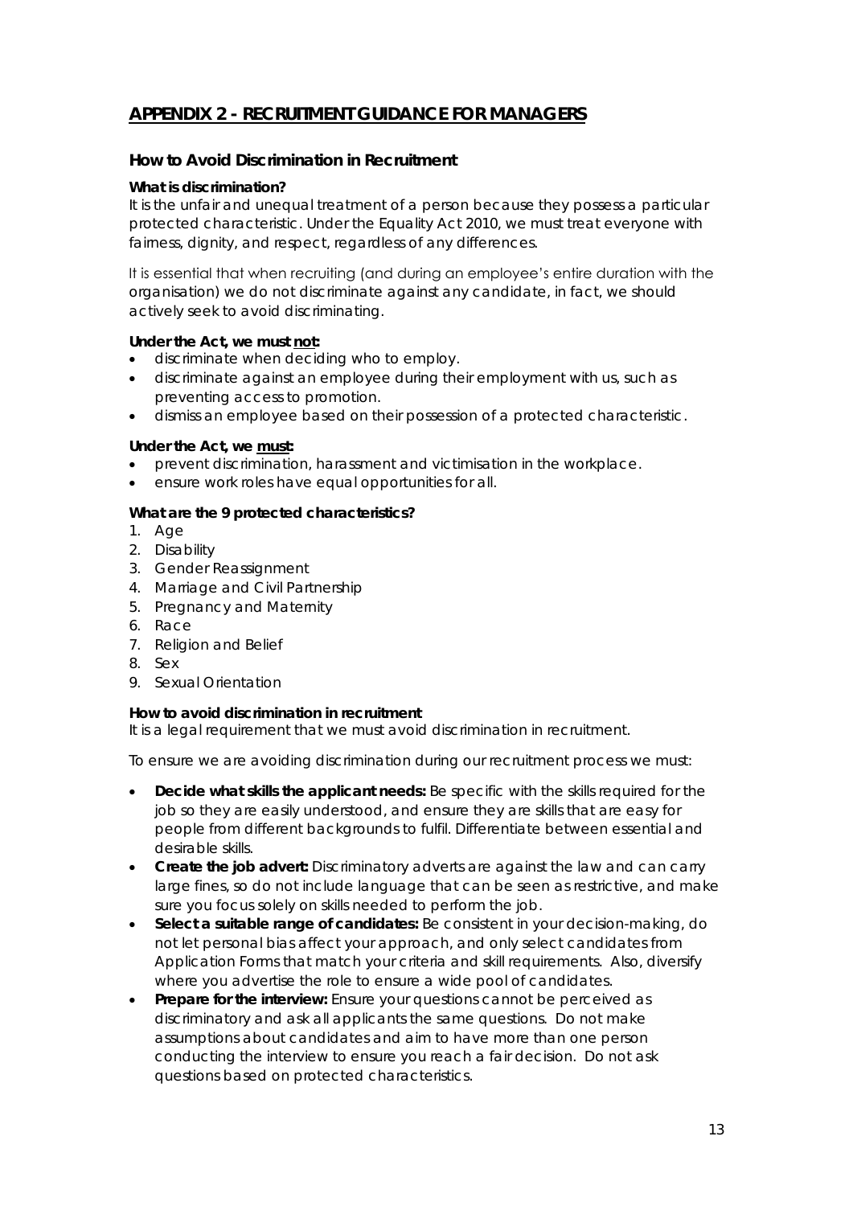# APPENDIX 2 - RECRUITMENT GUIDANCE FOR MANAGERS

## How to Avoid Discrimination in Recruitment

**What is discrimination?**

It is the unfair and unequal treatment of a person because they possess a particular protected characteristic. Under the Equality Act 2010, we must treat everyone with fairness, dignity, and respect, regardless of any differences.

It is essential that when recruiting (and during an employee's entire duration with the organisation) we do not discriminate against any candidate, in fact, we should actively seek to avoid discriminating.

**Under the Act, we must not:**

- discriminate when deciding who to employ.
- discriminate against an employee during their employment with us, such as preventing access to promotion.
- dismiss an employee based on their possession of a protected characteristic.

**Under the Act, we must:**

- prevent discrimination, harassment and victimisation in the workplace.
- ensure work roles have equal opportunities for all.

**What are the 9 protected characteristics?**

1. Age
2. Disability
3. Gender Reassignment
4. Marriage and Civil Partnership
5. Pregnancy and Maternity
6. Race
7. Religion and Belief
8. Sex
9. Sexual Orientation

**How to avoid discrimination in recruitment**

It is a legal requirement that we must avoid discrimination in recruitment.

To ensure we are avoiding discrimination during our recruitment process we must:

- **Decide what skills the applicant needs:** Be specific with the skills required for the job so they are easily understood, and ensure they are skills that are easy for people from different backgrounds to fulfil. Differentiate between essential and desirable skills.
- **Create the job advert:** Discriminatory adverts are against the law and can carry large fines, so do not include language that can be seen as restrictive, and make sure you focus solely on skills needed to perform the job.
- **Select a suitable range of candidates:** Be consistent in your decision-making, do not let personal bias affect your approach, and only select candidates from Application Forms that match your criteria and skill requirements. Also, diversify where you advertise the role to ensure a wide pool of candidates.
- **Prepare for the interview:** Ensure your questions cannot be perceived as discriminatory and ask all applicants the same questions. Do not make assumptions about candidates and aim to have more than one person conducting the interview to ensure you reach a fair decision. Do not ask questions based on protected characteristics.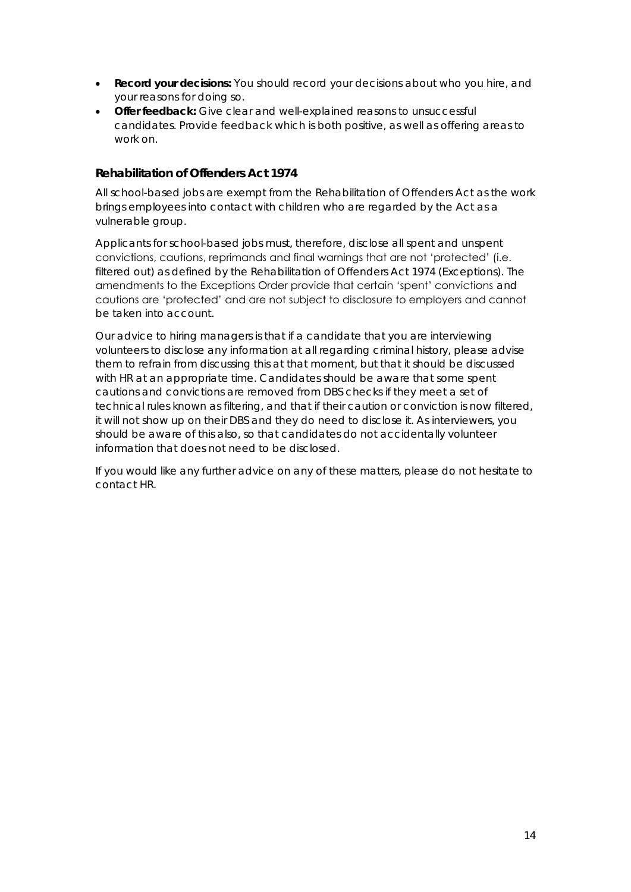- **Record your decisions:** You should record your decisions about who you hire, and your reasons for doing so.
- **Offer feedback:** Give clear and well-explained reasons to unsuccessful candidates. Provide feedback which is both positive, as well as offering areas to work on.

### Rehabilitation of Offenders Act 1974

All school-based jobs are exempt from the Rehabilitation of Offenders Act as the work brings employees into contact with children who are regarded by the Act as a vulnerable group.

Applicants for school-based jobs must, therefore, disclose all spent and unspent convictions, cautions, reprimands and final warnings that are not 'protected' (i.e. filtered out) as defined by the Rehabilitation of Offenders Act 1974 (Exceptions). The amendments to the Exceptions Order provide that certain 'spent' convictions and cautions are 'protected' and are not subject to disclosure to employers and cannot be taken into account.

Our advice to hiring managers is that if a candidate that you are interviewing volunteers to disclose any information at all regarding criminal history, please advise them to refrain from discussing this at that moment, but that it should be discussed with HR at an appropriate time. Candidates should be aware that some spent cautions and convictions are removed from DBS checks if they meet a set of technical rules known as filtering, and that if their caution or conviction is now filtered, it will not show up on their DBS and they do need to disclose it. As interviewers, you should be aware of this also, so that candidates do not accidentally volunteer information that does not need to be disclosed.

If you would like any further advice on any of these matters, please do not hesitate to contact HR.